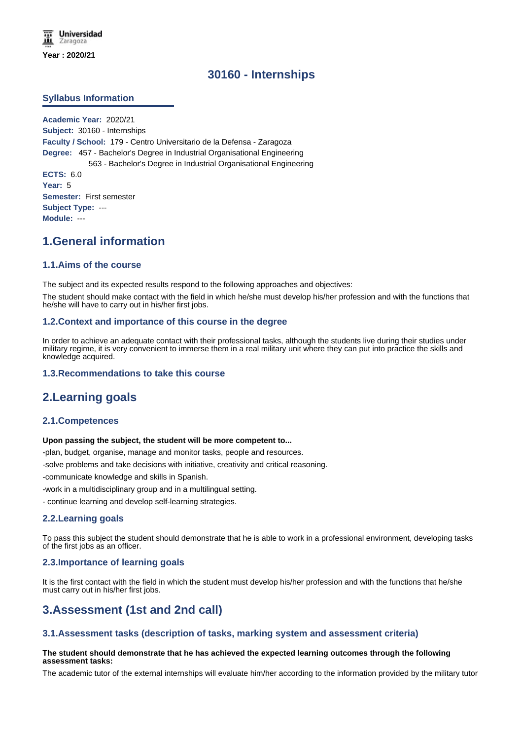Year : 2020/21

# 30160 - Internships

## Syllabus Information

**Academic Year:** 2020/21
**Subject:** 30160 - Internships
**Faculty / School:** 179 - Centro Universitario de la Defensa - Zaragoza
**Degree:** 457 - Bachelor's Degree in Industrial Organisational Engineering
563 - Bachelor's Degree in Industrial Organisational Engineering
**ECTS:** 6.0
**Year:** 5
**Semester:** First semester
**Subject Type:** ---
**Module:** ---

## 1.General information

### 1.1.Aims of the course

The subject and its expected results respond to the following approaches and objectives:

The student should make contact with the field in which he/she must develop his/her profession and with the functions that he/she will have to carry out in his/her first jobs.

### 1.2.Context and importance of this course in the degree

In order to achieve an adequate contact with their professional tasks, although the students live during their studies under military regime, it is very convenient to immerse them in a real military unit where they can put into practice the skills and knowledge acquired.

### 1.3.Recommendations to take this course

## 2.Learning goals

### 2.1.Competences

**Upon passing the subject, the student will be more competent to...**

-plan, budget, organise, manage and monitor tasks, people and resources.

-solve problems and take decisions with initiative, creativity and critical reasoning.

-communicate knowledge and skills in Spanish.

-work in a multidisciplinary group and in a multilingual setting.

- continue learning and develop self-learning strategies.

### 2.2.Learning goals

To pass this subject the student should demonstrate that he is able to work in a professional environment, developing tasks of the first jobs as an officer.

### 2.3.Importance of learning goals

It is the first contact with the field in which the student must develop his/her profession and with the functions that he/she must carry out in his/her first jobs.

## 3.Assessment (1st and 2nd call)

### 3.1.Assessment tasks (description of tasks, marking system and assessment criteria)

**The student should demonstrate that he has achieved the expected learning outcomes through the following assessment tasks:**

The academic tutor of the external internships will evaluate him/her according to the information provided by the military tutor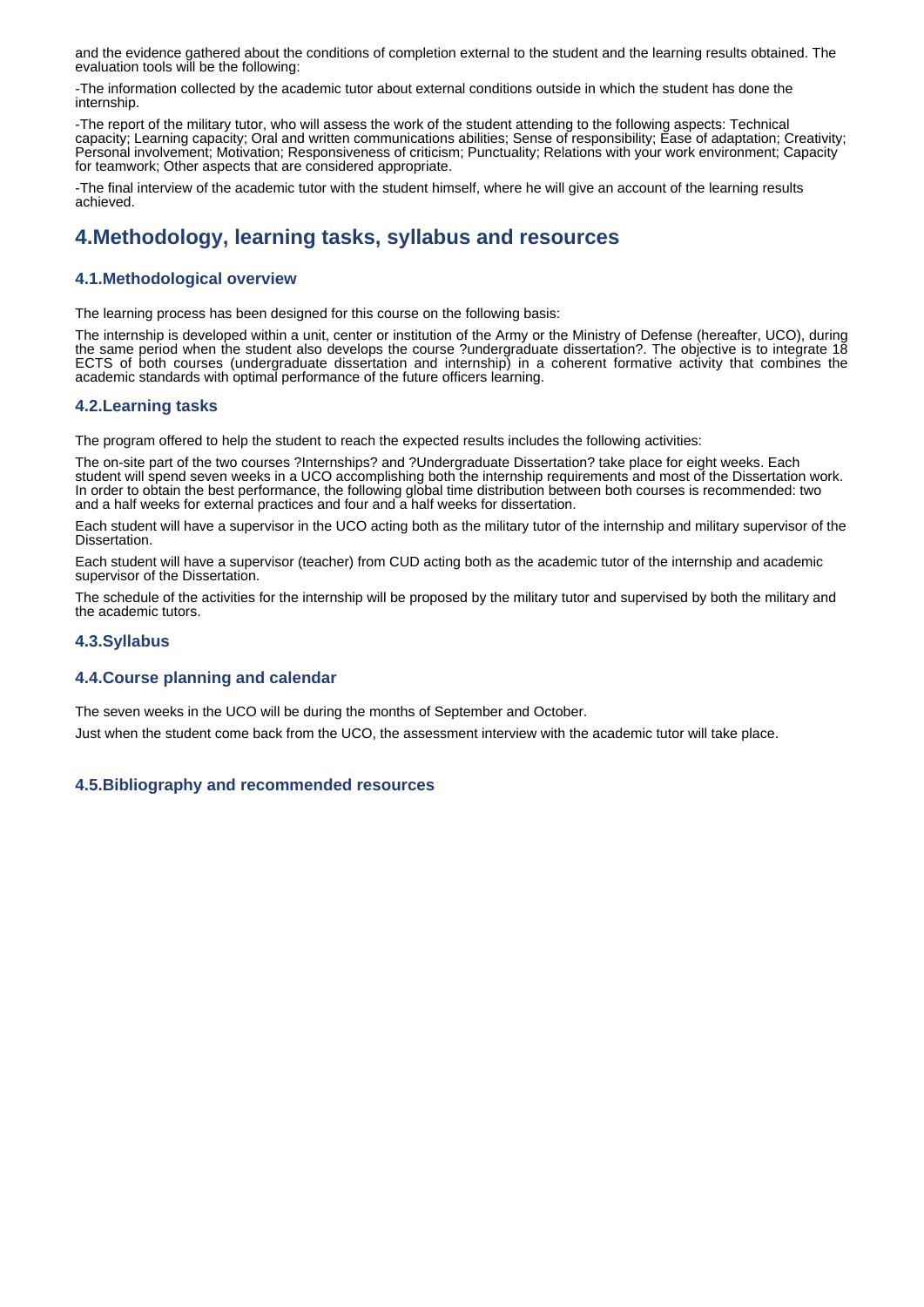and the evidence gathered about the conditions of completion external to the student and the learning results obtained. The evaluation tools will be the following:

-The information collected by the academic tutor about external conditions outside in which the student has done the internship.

-The report of the military tutor, who will assess the work of the student attending to the following aspects: Technical capacity; Learning capacity; Oral and written communications abilities; Sense of responsibility; Ease of adaptation; Creativity; Personal involvement; Motivation; Responsiveness of criticism; Punctuality; Relations with your work environment; Capacity for teamwork; Other aspects that are considered appropriate.

-The final interview of the academic tutor with the student himself, where he will give an account of the learning results achieved.

# 4.Methodology, learning tasks, syllabus and resources

## 4.1.Methodological overview

The learning process has been designed for this course on the following basis:

The internship is developed within a unit, center or institution of the Army or the Ministry of Defense (hereafter, UCO), during the same period when the student also develops the course ?undergraduate dissertation?. The objective is to integrate 18 ECTS of both courses (undergraduate dissertation and internship) in a coherent formative activity that combines the academic standards with optimal performance of the future officers learning.

## 4.2.Learning tasks

The program offered to help the student to reach the expected results includes the following activities:

The on-site part of the two courses ?Internships? and ?Undergraduate Dissertation? take place for eight weeks. Each student will spend seven weeks in a UCO accomplishing both the internship requirements and most of the Dissertation work. In order to obtain the best performance, the following global time distribution between both courses is recommended: two and a half weeks for external practices and four and a half weeks for dissertation.

Each student will have a supervisor in the UCO acting both as the military tutor of the internship and military supervisor of the Dissertation.

Each student will have a supervisor (teacher) from CUD acting both as the academic tutor of the internship and academic supervisor of the Dissertation.

The schedule of the activities for the internship will be proposed by the military tutor and supervised by both the military and the academic tutors.

## 4.3.Syllabus

## 4.4.Course planning and calendar

The seven weeks in the UCO will be during the months of September and October.

Just when the student come back from the UCO, the assessment interview with the academic tutor will take place.

## 4.5.Bibliography and recommended resources